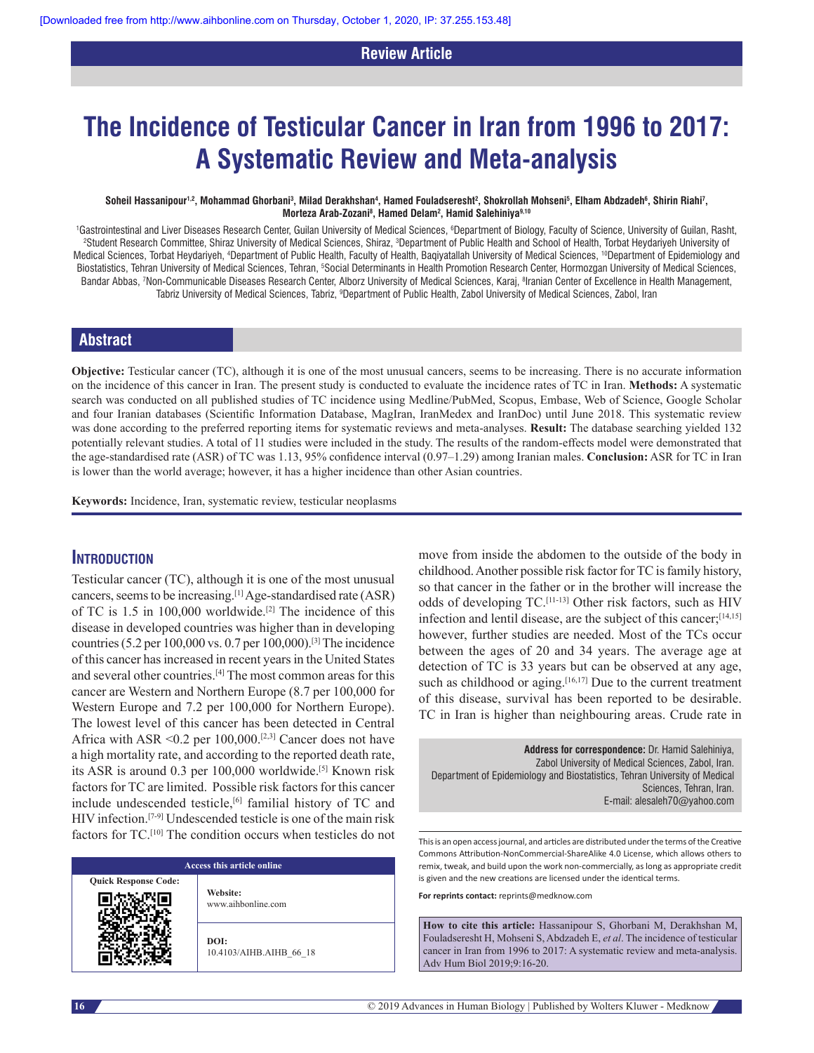Review Article

# The Incidence of Testicular Cancer in Iran from 1996 to 2017: A Systematic Review and Meta-analysis

**Soheil Hassanipour[1,2], Mohammad Ghorbani[3], Milad Derakhshan[4], Hamed Fouladseresht[2], Shokrollah Mohseni[5], Elham Abdzadeh[6], Shirin Riahi[7], Morteza Arab-Zozani[8], Hamed Delam[2], Hamid Salehiniya[9,10]**

[1]Gastrointestinal and Liver Diseases Research Center, Guilan University of Medical Sciences, [6]Department of Biology, Faculty of Science, University of Guilan, Rasht, [2]Student Research Committee, Shiraz University of Medical Sciences, Shiraz, [3]Department of Public Health and School of Health, Torbat Heydariyeh University of Medical Sciences, Torbat Heydariyeh, [4]Department of Public Health, Faculty of Health, Baqiyatallah University of Medical Sciences, [10]Department of Epidemiology and Biostatistics, Tehran University of Medical Sciences, Tehran, [5]Social Determinants in Health Promotion Research Center, Hormozgan University of Medical Sciences, Bandar Abbas, [7]Non-Communicable Diseases Research Center, Alborz University of Medical Sciences, Karaj, [8]Iranian Center of Excellence in Health Management, Tabriz University of Medical Sciences, Tabriz, [9]Department of Public Health, Zabol University of Medical Sciences, Zabol, Iran

## Abstract

**Objective:** Testicular cancer (TC), although it is one of the most unusual cancers, seems to be increasing. There is no accurate information on the incidence of this cancer in Iran. The present study is conducted to evaluate the incidence rates of TC in Iran. **Methods:** A systematic search was conducted on all published studies of TC incidence using Medline/PubMed, Scopus, Embase, Web of Science, Google Scholar and four Iranian databases (Scientific Information Database, MagIran, IranMedex and IranDoc) until June 2018. This systematic review was done according to the preferred reporting items for systematic reviews and meta-analyses. **Result:** The database searching yielded 132 potentially relevant studies. A total of 11 studies were included in the study. The results of the random-effects model were demonstrated that the age-standardised rate (ASR) of TC was 1.13, 95% confidence interval (0.97–1.29) among Iranian males. **Conclusion:** ASR for TC in Iran is lower than the world average; however, it has a higher incidence than other Asian countries.

**Keywords:** Incidence, Iran, systematic review, testicular neoplasms

## Introduction

Testicular cancer (TC), although it is one of the most unusual cancers, seems to be increasing.[1] Age-standardised rate (ASR) of TC is 1.5 in 100,000 worldwide.[2] The incidence of this disease in developed countries was higher than in developing countries (5.2 per 100,000 vs. 0.7 per 100,000).[3] The incidence of this cancer has increased in recent years in the United States and several other countries.[4] The most common areas for this cancer are Western and Northern Europe (8.7 per 100,000 for Western Europe and 7.2 per 100,000 for Northern Europe). The lowest level of this cancer has been detected in Central Africa with ASR <0.2 per 100,000.[2,3] Cancer does not have a high mortality rate, and according to the reported death rate, its ASR is around 0.3 per 100,000 worldwide.[5] Known risk factors for TC are limited. Possible risk factors for this cancer include undescended testicle,[6] familial history of TC and HIV infection.[7-9] Undescended testicle is one of the main risk factors for TC.[10] The condition occurs when testicles do not move from inside the abdomen to the outside of the body in childhood. Another possible risk factor for TC is family history, so that cancer in the father or in the brother will increase the odds of developing TC.[11-13] Other risk factors, such as HIV infection and lentil disease, are the subject of this cancer;[14,15] however, further studies are needed. Most of the TCs occur between the ages of 20 and 34 years. The average age at detection of TC is 33 years but can be observed at any age, such as childhood or aging.[16,17] Due to the current treatment of this disease, survival has been reported to be desirable. TC in Iran is higher than neighbouring areas. Crude rate in

**Address for correspondence:** Dr. Hamid Salehiniya, Zabol University of Medical Sciences, Zabol, Iran. Department of Epidemiology and Biostatistics, Tehran University of Medical Sciences, Tehran, Iran. E-mail: alesaleh70@yahoo.com

This is an open access journal, and articles are distributed under the terms of the Creative Commons Attribution-NonCommercial-ShareAlike 4.0 License, which allows others to remix, tweak, and build upon the work non-commercially, as long as appropriate credit is given and the new creations are licensed under the identical terms.

**For reprints contact:** reprints@medknow.com

**How to cite this article:** Hassanipour S, Ghorbani M, Derakhshan M, Fouladseresht H, Mohseni S, Abdzadeh E, *et al*. The incidence of testicular cancer in Iran from 1996 to 2017: A systematic review and meta-analysis. Adv Hum Biol 2019;9:16-20.

| Access this article online | |
|---|---|
| Quick Response Code: | **Website:** www.aihbonline.com |
| | **DOI:** 10.4103/AIHB.AIHB_66_18 |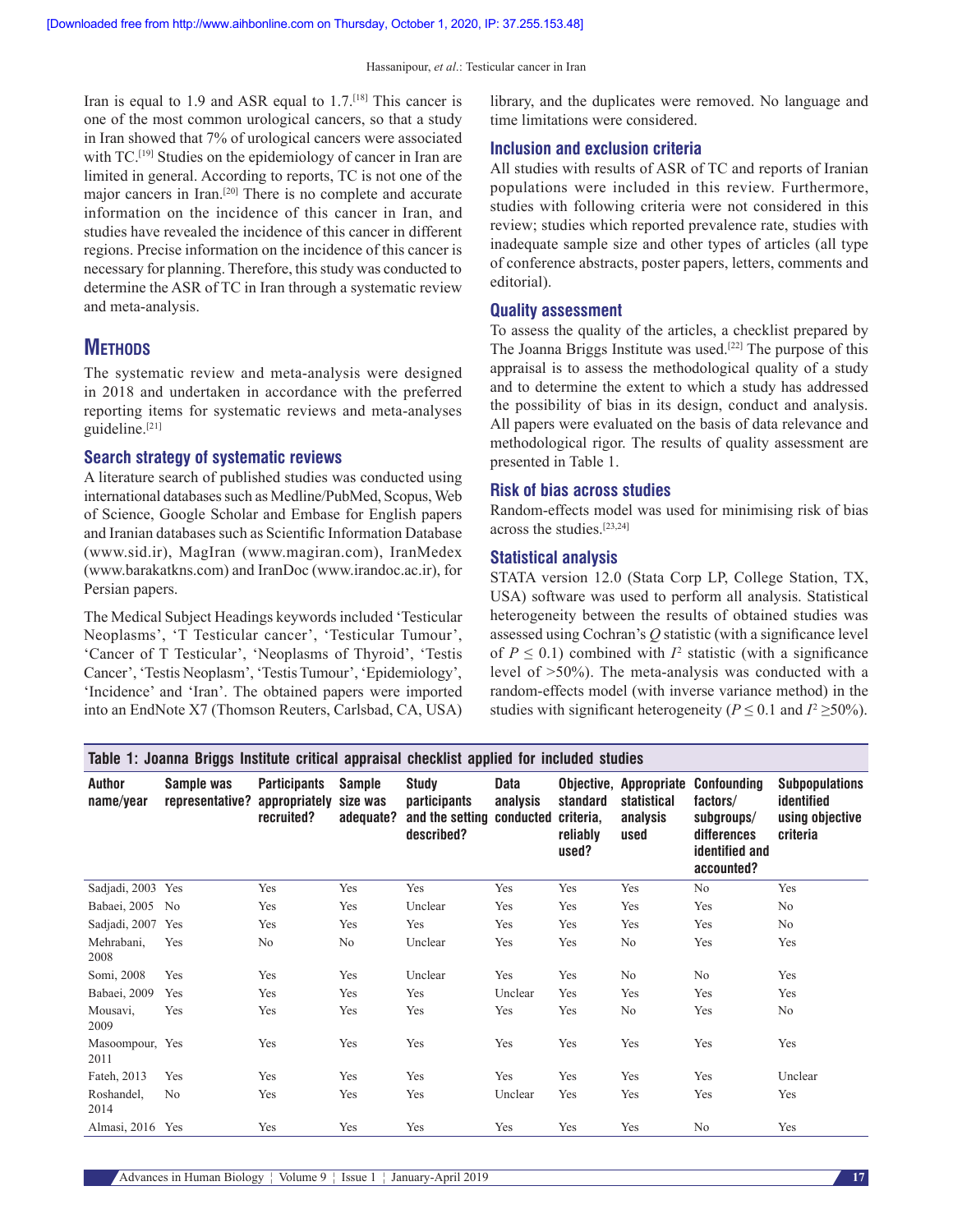Iran is equal to 1.9 and ASR equal to 1.7.[18] This cancer is one of the most common urological cancers, so that a study in Iran showed that 7% of urological cancers were associated with TC.[19] Studies on the epidemiology of cancer in Iran are limited in general. According to reports, TC is not one of the major cancers in Iran.[20] There is no complete and accurate information on the incidence of this cancer in Iran, and studies have revealed the incidence of this cancer in different regions. Precise information on the incidence of this cancer is necessary for planning. Therefore, this study was conducted to determine the ASR of TC in Iran through a systematic review and meta-analysis.

## Methods

The systematic review and meta-analysis were designed in 2018 and undertaken in accordance with the preferred reporting items for systematic reviews and meta-analyses guideline.[21]

### Search strategy of systematic reviews

A literature search of published studies was conducted using international databases such as Medline/PubMed, Scopus, Web of Science, Google Scholar and Embase for English papers and Iranian databases such as Scientific Information Database (www.sid.ir), MagIran (www.magiran.com), IranMedex (www.barakatkns.com) and IranDoc (www.irandoc.ac.ir), for Persian papers.

The Medical Subject Headings keywords included 'Testicular Neoplasms', 'T Testicular cancer', 'Testicular Tumour', 'Cancer of T Testicular', 'Neoplasms of Thyroid', 'Testis Cancer', 'Testis Neoplasm', 'Testis Tumour', 'Epidemiology', 'Incidence' and 'Iran'. The obtained papers were imported into an EndNote X7 (Thomson Reuters, Carlsbad, CA, USA) library, and the duplicates were removed. No language and time limitations were considered.

### Inclusion and exclusion criteria

All studies with results of ASR of TC and reports of Iranian populations were included in this review. Furthermore, studies with following criteria were not considered in this review; studies which reported prevalence rate, studies with inadequate sample size and other types of articles (all type of conference abstracts, poster papers, letters, comments and editorial).

### Quality assessment

To assess the quality of the articles, a checklist prepared by The Joanna Briggs Institute was used.[22] The purpose of this appraisal is to assess the methodological quality of a study and to determine the extent to which a study has addressed the possibility of bias in its design, conduct and analysis. All papers were evaluated on the basis of data relevance and methodological rigor. The results of quality assessment are presented in Table 1.

### Risk of bias across studies

Random-effects model was used for minimising risk of bias across the studies.[23,24]

### Statistical analysis

STATA version 12.0 (Stata Corp LP, College Station, TX, USA) software was used to perform all analysis. Statistical heterogeneity between the results of obtained studies was assessed using Cochran's $Q$ statistic (with a significance level of $P \leq 0.1$) combined with $I^2$ statistic (with a significance level of >50%). The meta-analysis was conducted with a random-effects model (with inverse variance method) in the studies with significant heterogeneity ($P \leq 0.1$ and $I^2 \geq 50\%$).

**Table 1: Joanna Briggs Institute critical appraisal checklist applied for included studies**

| Author name/year | Sample was representative? | Participants appropriately recruited? | Sample size was adequate? | Study participants and the setting described? | Data analysis conducted | Objective, standard criteria, reliably used? | Appropriate statistical analysis used | Confounding factors/ subgroups/ differences identified and accounted? | Subpopulations identified using objective criteria |
|---|---|---|---|---|---|---|---|---|---|
| Sadjadi, 2003 | Yes | Yes | Yes | Yes | Yes | Yes | Yes | No | Yes |
| Babaei, 2005 | No | Yes | Yes | Unclear | Yes | Yes | Yes | Yes | No |
| Sadjadi, 2007 | Yes | Yes | Yes | Yes | Yes | Yes | Yes | Yes | No |
| Mehrabani, 2008 | Yes | No | No | Unclear | Yes | Yes | No | Yes | Yes |
| Somi, 2008 | Yes | Yes | Yes | Unclear | Yes | Yes | No | No | Yes |
| Babaei, 2009 | Yes | Yes | Yes | Yes | Unclear | Yes | Yes | Yes | Yes |
| Mousavi, 2009 | Yes | Yes | Yes | Yes | Yes | Yes | No | Yes | No |
| Masoompour, 2011 | Yes | Yes | Yes | Yes | Yes | Yes | Yes | Yes | Yes |
| Fateh, 2013 | Yes | Yes | Yes | Yes | Yes | Yes | Yes | Yes | Unclear |
| Roshandel, 2014 | No | Yes | Yes | Yes | Unclear | Yes | Yes | Yes | Yes |
| Almasi, 2016 | Yes | Yes | Yes | Yes | Yes | Yes | Yes | No | Yes |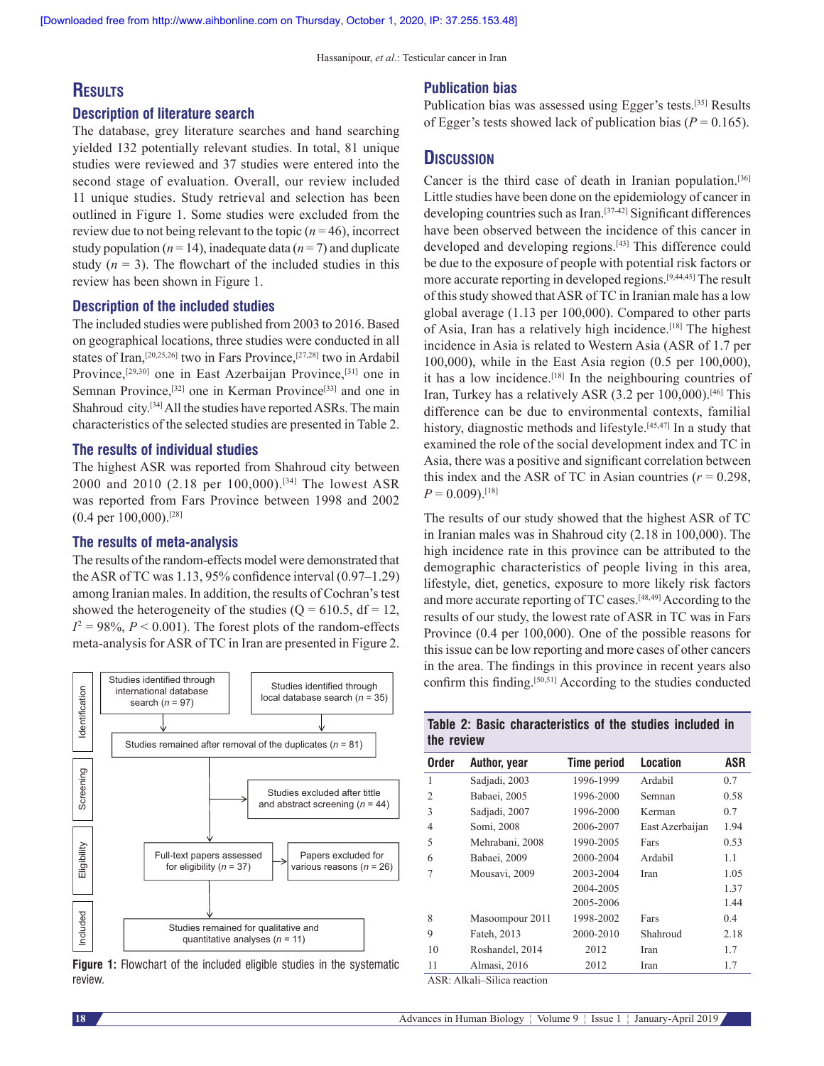## Results

### Description of literature search

The database, grey literature searches and hand searching yielded 132 potentially relevant studies. In total, 81 unique studies were reviewed and 37 studies were entered into the second stage of evaluation. Overall, our review included 11 unique studies. Study retrieval and selection has been outlined in Figure 1. Some studies were excluded from the review due to not being relevant to the topic ($n = 46$), incorrect study population ($n = 14$), inadequate data ($n = 7$) and duplicate study ($n = 3$). The flowchart of the included studies in this review has been shown in Figure 1.

### Description of the included studies

The included studies were published from 2003 to 2016. Based on geographical locations, three studies were conducted in all states of Iran,[20,25,26] two in Fars Province,[27,28] two in Ardabil Province,[29,30] one in East Azerbaijan Province,[31] one in Semnan Province,[32] one in Kerman Province[33] and one in Shahroud city.[34] All the studies have reported ASRs. The main characteristics of the selected studies are presented in Table 2.

### The results of individual studies

The highest ASR was reported from Shahroud city between 2000 and 2010 (2.18 per 100,000).[34] The lowest ASR was reported from Fars Province between 1998 and 2002 (0.4 per 100,000).[28]

### The results of meta-analysis

The results of the random-effects model were demonstrated that the ASR of TC was 1.13, 95% confidence interval (0.97–1.29) among Iranian males. In addition, the results of Cochran's test showed the heterogeneity of the studies (Q = 610.5, df = 12, $I^2 = 98\%$, $P < 0.001$). The forest plots of the random-effects meta-analysis for ASR of TC in Iran are presented in Figure 2.

Identification: Studies identified through international database search ($n = 97$); Studies identified through local database search ($n = 35$) → Studies remained after removal of the duplicates ($n = 81$)

Screening: Studies excluded after tittle and abstract screening ($n = 44$)

Eligibility: Full-text papers assessed for eligibility ($n = 37$) → Papers excluded for various reasons ($n = 26$)

Included: Studies remained for qualitative and quantitative analyses ($n = 11$)

**Figure 1:** Flowchart of the included eligible studies in the systematic review.

### Publication bias

Publication bias was assessed using Egger's tests.[35] Results of Egger's tests showed lack of publication bias ($P = 0.165$).

## Discussion

Cancer is the third case of death in Iranian population.[36] Little studies have been done on the epidemiology of cancer in developing countries such as Iran.[37-42] Significant differences have been observed between the incidence of this cancer in developed and developing regions.[43] This difference could be due to the exposure of people with potential risk factors or more accurate reporting in developed regions.[9,44,45] The result of this study showed that ASR of TC in Iranian male has a low global average (1.13 per 100,000). Compared to other parts of Asia, Iran has a relatively high incidence.[18] The highest incidence in Asia is related to Western Asia (ASR of 1.7 per 100,000), while in the East Asia region (0.5 per 100,000), it has a low incidence.[18] In the neighbouring countries of Iran, Turkey has a relatively ASR (3.2 per 100,000).[46] This difference can be due to environmental contexts, familial history, diagnostic methods and lifestyle.[45,47] In a study that examined the role of the social development index and TC in Asia, there was a positive and significant correlation between this index and the ASR of TC in Asian countries ($r = 0.298$, $P = 0.009$).[18]

The results of our study showed that the highest ASR of TC in Iranian males was in Shahroud city (2.18 in 100,000). The high incidence rate in this province can be attributed to the demographic characteristics of people living in this area, lifestyle, diet, genetics, exposure to more likely risk factors and more accurate reporting of TC cases.[48,49] According to the results of our study, the lowest rate of ASR in TC was in Fars Province (0.4 per 100,000). One of the possible reasons for this issue can be low reporting and more cases of other cancers in the area. The findings in this province in recent years also confirm this finding.[50,51] According to the studies conducted

**Table 2: Basic characteristics of the studies included in the review**

| Order | Author, year | Time period | Location | ASR |
|---|---|---|---|---|
| 1 | Sadjadi, 2003 | 1996-1999 | Ardabil | 0.7 |
| 2 | Babaei, 2005 | 1996-2000 | Semnan | 0.58 |
| 3 | Sadjadi, 2007 | 1996-2000 | Kerman | 0.7 |
| 4 | Somi, 2008 | 2006-2007 | East Azerbaijan | 1.94 |
| 5 | Mehrabani, 2008 | 1990-2005 | Fars | 0.53 |
| 6 | Babaei, 2009 | 2000-2004 | Ardabil | 1.1 |
| 7 | Mousavi, 2009 | 2003-2004 | Iran | 1.05 |
| | | 2004-2005 | | 1.37 |
| | | 2005-2006 | | 1.44 |
| 8 | Masoompour 2011 | 1998-2002 | Fars | 0.4 |
| 9 | Fateh, 2013 | 2000-2010 | Shahroud | 2.18 |
| 10 | Roshandel, 2014 | 2012 | Iran | 1.7 |
| 11 | Almasi, 2016 | 2012 | Iran | 1.7 |

ASR: Alkali–Silica reaction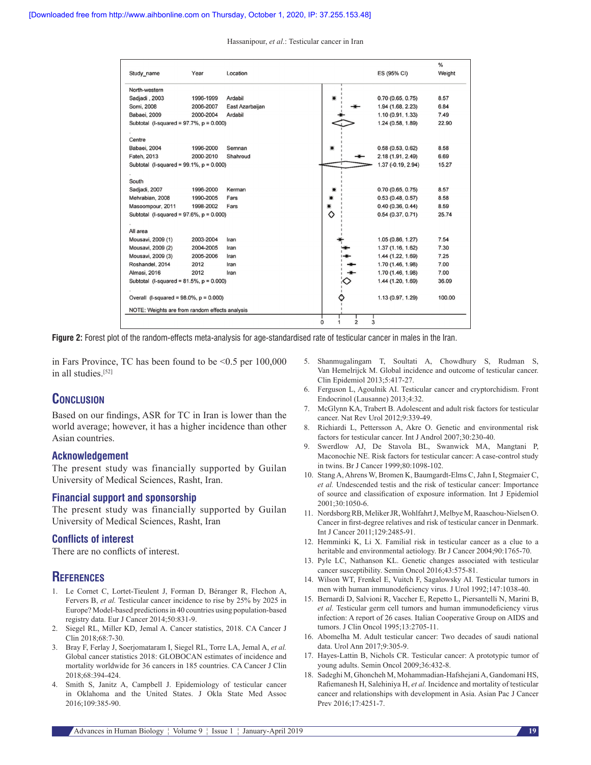| Study_name | Year | Location | ES (95% CI) | % Weight |
|---|---|---|---|---|
| **North-western** | | | | |
| Sadjadi , 2003 | 1996-1999 | Ardabil | 0.70 (0.65, 0.75) | 8.57 |
| Somi, 2008 | 2006-2007 | East Azarbaijan | 1.94 (1.68, 2.23) | 6.84 |
| Babaei, 2009 | 2000-2004 | Ardabil | 1.10 (0.91, 1.33) | 7.49 |
| Subtotal (I-squared = 97.7%, p = 0.000) | | | 1.24 (0.58, 1.89) | 22.90 |
| **Centre** | | | | |
| Babaei, 2004 | 1996-2000 | Semnan | 0.58 (0.53, 0.62) | 8.58 |
| Fateh, 2013 | 2000-2010 | Shahroud | 2.18 (1.91, 2.49) | 6.69 |
| Subtotal (I-squared = 99.1%, p = 0.000) | | | 1.37 (-0.19, 2.94) | 15.27 |
| **South** | | | | |
| Sadjadi, 2007 | 1996-2000 | Kerman | 0.70 (0.65, 0.75) | 8.57 |
| Mehrabian, 2008 | 1990-2005 | Fars | 0.53 (0.48, 0.57) | 8.58 |
| Masoompour, 2011 | 1998-2002 | Fars | 0.40 (0.36, 0.44) | 8.59 |
| Subtotal (I-squared = 97.6%, p = 0.000) | | | 0.54 (0.37, 0.71) | 25.74 |
| **All area** | | | | |
| Mousavi, 2009 (1) | 2003-2004 | Iran | 1.05 (0.86, 1.27) | 7.54 |
| Mousavi, 2009 (2) | 2004-2005 | Iran | 1.37 (1.16, 1.62) | 7.30 |
| Mousavi, 2009 (3) | 2005-2006 | Iran | 1.44 (1.22, 1.69) | 7.25 |
| Roshandel, 2014 | 2012 | Iran | 1.70 (1.46, 1.98) | 7.00 |
| Almasi, 2016 | 2012 | Iran | 1.70 (1.46, 1.98) | 7.00 |
| Subtotal (I-squared = 81.5%, p = 0.000) | | | 1.44 (1.20, 1.69) | 36.09 |
| Overall (I-squared = 98.0%, p = 0.000) | | | 1.13 (0.97, 1.29) | 100.00 |

NOTE: Weights are from random effects analysis

**Figure 2:** Forest plot of the random-effects meta-analysis for age-standardised rate of testicular cancer in males in the Iran.

in Fars Province, TC has been found to be <0.5 per 100,000 in all studies.[52]

## Conclusion

Based on our findings, ASR for TC in Iran is lower than the world average; however, it has a higher incidence than other Asian countries.

## Acknowledgement

The present study was financially supported by Guilan University of Medical Sciences, Rasht, Iran.

## Financial support and sponsorship

The present study was financially supported by Guilan University of Medical Sciences, Rasht, Iran

## Conflicts of interest

There are no conflicts of interest.

## References

1. Le Cornet C, Lortet-Tieulent J, Forman D, Béranger R, Flechon A, Fervers B, *et al.* Testicular cancer incidence to rise by 25% by 2025 in Europe? Model-based predictions in 40 countries using population-based registry data. Eur J Cancer 2014;50:831-9.
2. Siegel RL, Miller KD, Jemal A. Cancer statistics, 2018. CA Cancer J Clin 2018;68:7-30.
3. Bray F, Ferlay J, Soerjomataram I, Siegel RL, Torre LA, Jemal A, *et al.* Global cancer statistics 2018: GLOBOCAN estimates of incidence and mortality worldwide for 36 cancers in 185 countries. CA Cancer J Clin 2018;68:394-424.
4. Smith S, Janitz A, Campbell J. Epidemiology of testicular cancer in Oklahoma and the United States. J Okla State Med Assoc 2016;109:385-90.
5. Shanmugalingam T, Soultati A, Chowdhury S, Rudman S, Van Hemelrijck M. Global incidence and outcome of testicular cancer. Clin Epidemiol 2013;5:417-27.
6. Ferguson L, Agoulnik AI. Testicular cancer and cryptorchidism. Front Endocrinol (Lausanne) 2013;4:32.
7. McGlynn KA, Trabert B. Adolescent and adult risk factors for testicular cancer. Nat Rev Urol 2012;9:339-49.
8. Richiardi L, Pettersson A, Akre O. Genetic and environmental risk factors for testicular cancer. Int J Androl 2007;30:230-40.
9. Swerdlow AJ, De Stavola BL, Swanwick MA, Mangtani P, Maconochie NE. Risk factors for testicular cancer: A case-control study in twins. Br J Cancer 1999;80:1098-102.
10. Stang A, Ahrens W, Bromen K, Baumgardt-Elms C, Jahn I, Stegmaier C, *et al.* Undescended testis and the risk of testicular cancer: Importance of source and classification of exposure information. Int J Epidemiol 2001;30:1050-6.
11. Nordsborg RB, Meliker JR, Wohlfahrt J, Melbye M, Raaschou-Nielsen O. Cancer in first-degree relatives and risk of testicular cancer in Denmark. Int J Cancer 2011;129:2485-91.
12. Hemminki K, Li X. Familial risk in testicular cancer as a clue to a heritable and environmental aetiology. Br J Cancer 2004;90:1765-70.
13. Pyle LC, Nathanson KL. Genetic changes associated with testicular cancer susceptibility. Semin Oncol 2016;43:575-81.
14. Wilson WT, Frenkel E, Vuitch F, Sagalowsky AI. Testicular tumors in men with human immunodeficiency virus. J Urol 1992;147:1038-40.
15. Bernardi D, Salvioni R, Vaccher E, Repetto L, Piersantelli N, Marini B, *et al.* Testicular germ cell tumors and human immunodeficiency virus infection: A report of 26 cases. Italian Cooperative Group on AIDS and tumors. J Clin Oncol 1995;13:2705-11.
16. Abomelha M. Adult testicular cancer: Two decades of saudi national data. Urol Ann 2017;9:305-9.
17. Hayes-Lattin B, Nichols CR. Testicular cancer: A prototypic tumor of young adults. Semin Oncol 2009;36:432-8.
18. Sadeghi M, Ghoncheh M, Mohammadian-Hafshejani A, Gandomani HS, Rafiemanesh H, Salehiniya H, *et al.* Incidence and mortality of testicular cancer and relationships with development in Asia. Asian Pac J Cancer Prev 2016;17:4251-7.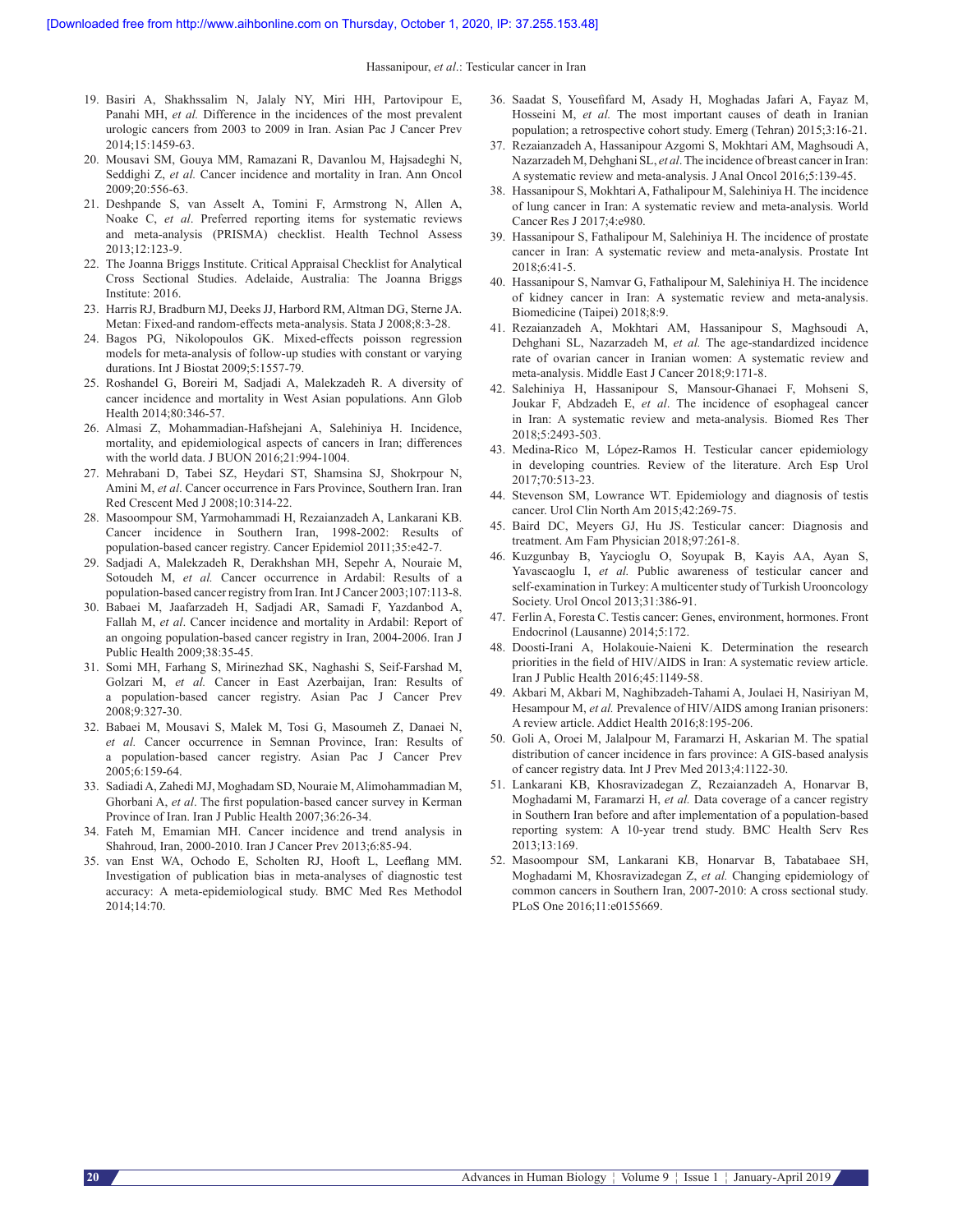19. Basiri A, Shakhssalim N, Jalaly NY, Miri HH, Partovipour E, Panahi MH, *et al.* Difference in the incidences of the most prevalent urologic cancers from 2003 to 2009 in Iran. Asian Pac J Cancer Prev 2014;15:1459-63.
20. Mousavi SM, Gouya MM, Ramazani R, Davanlou M, Hajsadeghi N, Seddighi Z, *et al.* Cancer incidence and mortality in Iran. Ann Oncol 2009;20:556-63.
21. Deshpande S, van Asselt A, Tomini F, Armstrong N, Allen A, Noake C, *et al*. Preferred reporting items for systematic reviews and meta-analysis (PRISMA) checklist. Health Technol Assess 2013;12:123-9.
22. The Joanna Briggs Institute. Critical Appraisal Checklist for Analytical Cross Sectional Studies. Adelaide, Australia: The Joanna Briggs Institute: 2016.
23. Harris RJ, Bradburn MJ, Deeks JJ, Harbord RM, Altman DG, Sterne JA. Metan: Fixed-and random-effects meta-analysis. Stata J 2008;8:3-28.
24. Bagos PG, Nikolopoulos GK. Mixed-effects poisson regression models for meta-analysis of follow-up studies with constant or varying durations. Int J Biostat 2009;5:1557-79.
25. Roshandel G, Boreiri M, Sadjadi A, Malekzadeh R. A diversity of cancer incidence and mortality in West Asian populations. Ann Glob Health 2014;80:346-57.
26. Almasi Z, Mohammadian-Hafshejani A, Salehiniya H. Incidence, mortality, and epidemiological aspects of cancers in Iran; differences with the world data. J BUON 2016;21:994-1004.
27. Mehrabani D, Tabei SZ, Heydari ST, Shamsina SJ, Shokrpour N, Amini M, *et al*. Cancer occurrence in Fars Province, Southern Iran. Iran Red Crescent Med J 2008;10:314-22.
28. Masoompour SM, Yarmohammadi H, Rezaianzadeh A, Lankarani KB. Cancer incidence in Southern Iran, 1998-2002: Results of population-based cancer registry. Cancer Epidemiol 2011;35:e42-7.
29. Sadjadi A, Malekzadeh R, Derakhshan MH, Sepehr A, Nouraie M, Sotoudeh M, *et al.* Cancer occurrence in Ardabil: Results of a population-based cancer registry from Iran. Int J Cancer 2003;107:113-8.
30. Babaei M, Jaafarzadeh H, Sadjadi AR, Samadi F, Yazdanbod A, Fallah M, *et al*. Cancer incidence and mortality in Ardabil: Report of an ongoing population-based cancer registry in Iran, 2004-2006. Iran J Public Health 2009;38:35-45.
31. Somi MH, Farhang S, Mirinezhad SK, Naghashi S, Seif-Farshad M, Golzari M, *et al.* Cancer in East Azerbaijan, Iran: Results of a population-based cancer registry. Asian Pac J Cancer Prev 2008;9:327-30.
32. Babaei M, Mousavi S, Malek M, Tosi G, Masoumeh Z, Danaei N, *et al.* Cancer occurrence in Semnan Province, Iran: Results of a population-based cancer registry. Asian Pac J Cancer Prev 2005;6:159-64.
33. Sadiadi A, Zahedi MJ, Moghadam SD, Nouraie M, Alimohammadian M, Ghorbani A, *et al*. The first population-based cancer survey in Kerman Province of Iran. Iran J Public Health 2007;36:26-34.
34. Fateh M, Emamian MH. Cancer incidence and trend analysis in Shahroud, Iran, 2000-2010. Iran J Cancer Prev 2013;6:85-94.
35. van Enst WA, Ochodo E, Scholten RJ, Hooft L, Leeflang MM. Investigation of publication bias in meta-analyses of diagnostic test accuracy: A meta-epidemiological study. BMC Med Res Methodol 2014;14:70.
36. Saadat S, Yousefifard M, Asady H, Moghadas Jafari A, Fayaz M, Hosseini M, *et al.* The most important causes of death in Iranian population; a retrospective cohort study. Emerg (Tehran) 2015;3:16-21.
37. Rezaianzadeh A, Hassanipour Azgomi S, Mokhtari AM, Maghsoudi A, Nazarzadeh M, Dehghani SL, *et al*. The incidence of breast cancer in Iran: A systematic review and meta-analysis. J Anal Oncol 2016;5:139-45.
38. Hassanipour S, Mokhtari A, Fathalipour M, Salehiniya H. The incidence of lung cancer in Iran: A systematic review and meta-analysis. World Cancer Res J 2017;4:e980.
39. Hassanipour S, Fathalipour M, Salehiniya H. The incidence of prostate cancer in Iran: A systematic review and meta-analysis. Prostate Int 2018;6:41-5.
40. Hassanipour S, Namvar G, Fathalipour M, Salehiniya H. The incidence of kidney cancer in Iran: A systematic review and meta-analysis. Biomedicine (Taipei) 2018;8:9.
41. Rezaianzadeh A, Mokhtari AM, Hassanipour S, Maghsoudi A, Dehghani SL, Nazarzadeh M, *et al.* The age-standardized incidence rate of ovarian cancer in Iranian women: A systematic review and meta-analysis. Middle East J Cancer 2018;9:171-8.
42. Salehiniya H, Hassanipour S, Mansour-Ghanaei F, Mohseni S, Joukar F, Abdzadeh E, *et al*. The incidence of esophageal cancer in Iran: A systematic review and meta-analysis. Biomed Res Ther 2018;5:2493-503.
43. Medina-Rico M, López-Ramos H. Testicular cancer epidemiology in developing countries. Review of the literature. Arch Esp Urol 2017;70:513-23.
44. Stevenson SM, Lowrance WT. Epidemiology and diagnosis of testis cancer. Urol Clin North Am 2015;42:269-75.
45. Baird DC, Meyers GJ, Hu JS. Testicular cancer: Diagnosis and treatment. Am Fam Physician 2018;97:261-8.
46. Kuzgunbay B, Yaycioglu O, Soyupak B, Kayis AA, Ayan S, Yavascaoglu I, *et al.* Public awareness of testicular cancer and self-examination in Turkey: A multicenter study of Turkish Urooncology Society. Urol Oncol 2013;31:386-91.
47. Ferlin A, Foresta C. Testis cancer: Genes, environment, hormones. Front Endocrinol (Lausanne) 2014;5:172.
48. Doosti-Irani A, Holakouie-Naieni K. Determination the research priorities in the field of HIV/AIDS in Iran: A systematic review article. Iran J Public Health 2016;45:1149-58.
49. Akbari M, Akbari M, Naghibzadeh-Tahami A, Joulaei H, Nasiriyan M, Hesampour M, *et al.* Prevalence of HIV/AIDS among Iranian prisoners: A review article. Addict Health 2016;8:195-206.
50. Goli A, Oroei M, Jalalpour M, Faramarzi H, Askarian M. The spatial distribution of cancer incidence in fars province: A GIS-based analysis of cancer registry data. Int J Prev Med 2013;4:1122-30.
51. Lankarani KB, Khosravizadegan Z, Rezaianzadeh A, Honarvar B, Moghadami M, Faramarzi H, *et al.* Data coverage of a cancer registry in Southern Iran before and after implementation of a population-based reporting system: A 10-year trend study. BMC Health Serv Res 2013;13:169.
52. Masoompour SM, Lankarani KB, Honarvar B, Tabatabaee SH, Moghadami M, Khosravizadegan Z, *et al.* Changing epidemiology of common cancers in Southern Iran, 2007-2010: A cross sectional study. PLoS One 2016;11:e0155669.